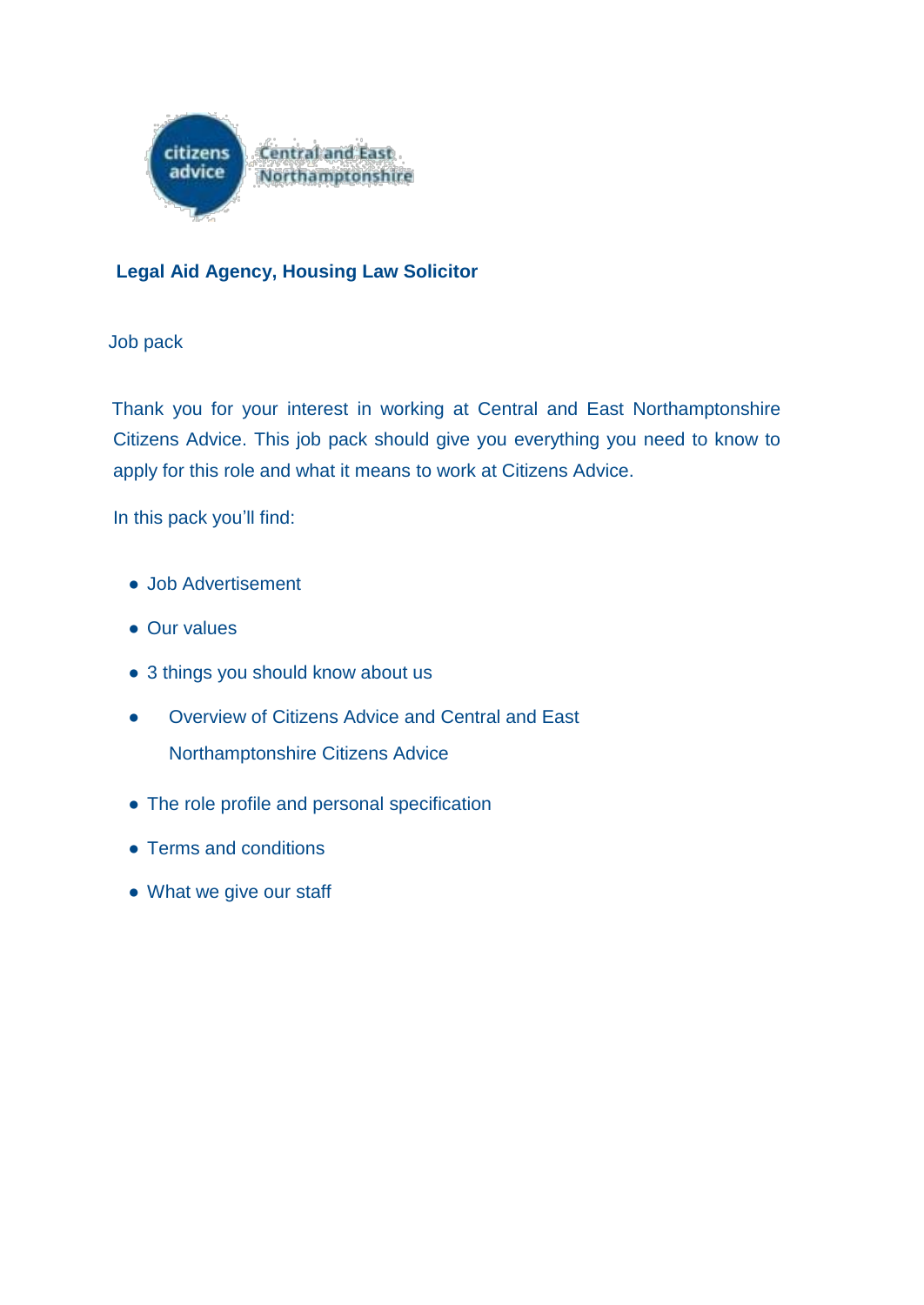citizens advice Central and East Northamptonshire

# Legal Aid Agency, Housing Law Solicitor

Job pack

Thank you for your interest in working at Central and East Northamptonshire Citizens Advice. This job pack should give you everything you need to know to apply for this role and what it means to work at Citizens Advice.

In this pack you'll find:

- Job Advertisement
- Our values
- 3 things you should know about us
- Overview of Citizens Advice and Central and East Northamptonshire Citizens Advice
- The role profile and personal specification
- Terms and conditions
- What we give our staff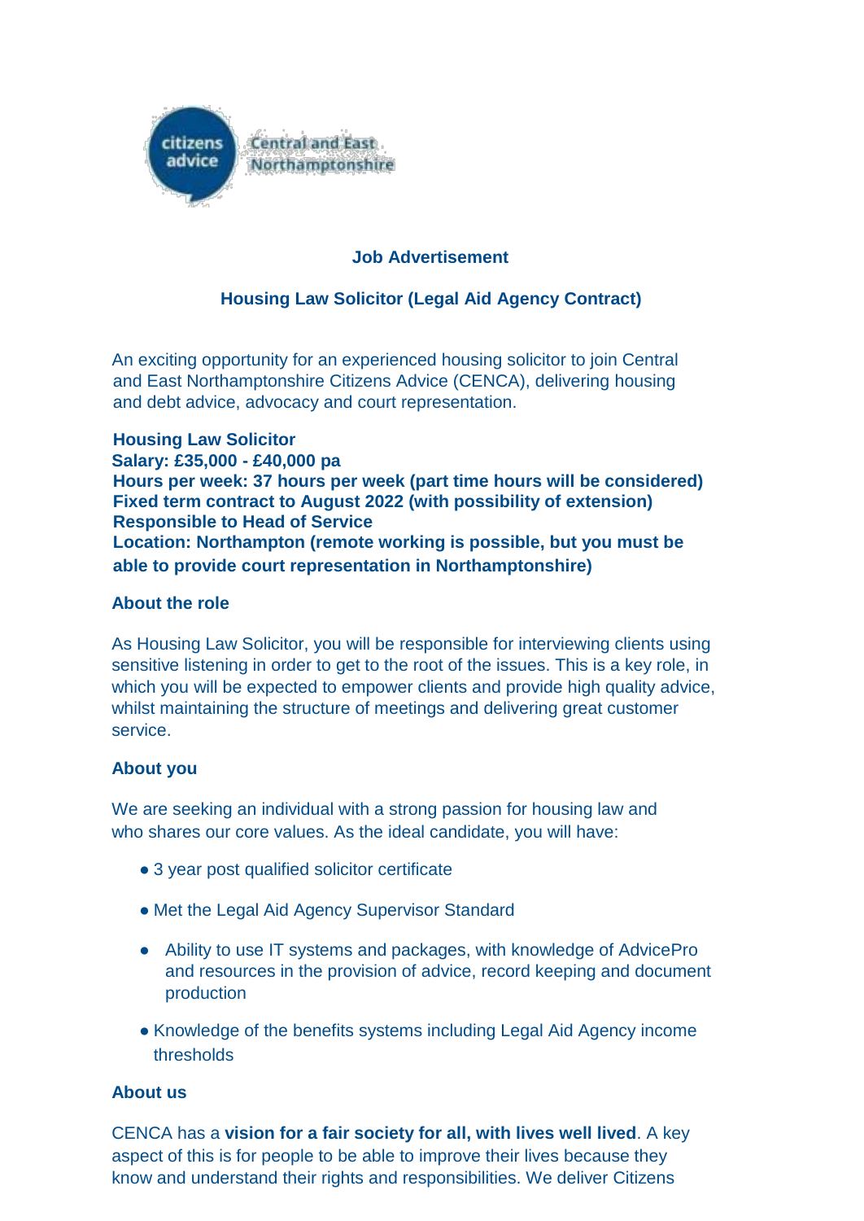**Job Advertisement**

**Housing Law Solicitor (Legal Aid Agency Contract)**

An exciting opportunity for an experienced housing solicitor to join Central and East Northamptonshire Citizens Advice (CENCA), delivering housing and debt advice, advocacy and court representation.

**Housing Law Solicitor**
**Salary: £35,000 - £40,000 pa**
**Hours per week: 37 hours per week (part time hours will be considered)**
**Fixed term contract to August 2022 (with possibility of extension)**
**Responsible to Head of Service**
**Location: Northampton (remote working is possible, but you must be able to provide court representation in Northamptonshire)**

**About the role**

As Housing Law Solicitor, you will be responsible for interviewing clients using sensitive listening in order to get to the root of the issues. This is a key role, in which you will be expected to empower clients and provide high quality advice, whilst maintaining the structure of meetings and delivering great customer service.

**About you**

We are seeking an individual with a strong passion for housing law and who shares our core values. As the ideal candidate, you will have:

- 3 year post qualified solicitor certificate
- Met the Legal Aid Agency Supervisor Standard
- Ability to use IT systems and packages, with knowledge of AdvicePro and resources in the provision of advice, record keeping and document production
- Knowledge of the benefits systems including Legal Aid Agency income thresholds

**About us**

CENCA has a **vision for a fair society for all, with lives well lived**. A key aspect of this is for people to be able to improve their lives because they know and understand their rights and responsibilities. We deliver Citizens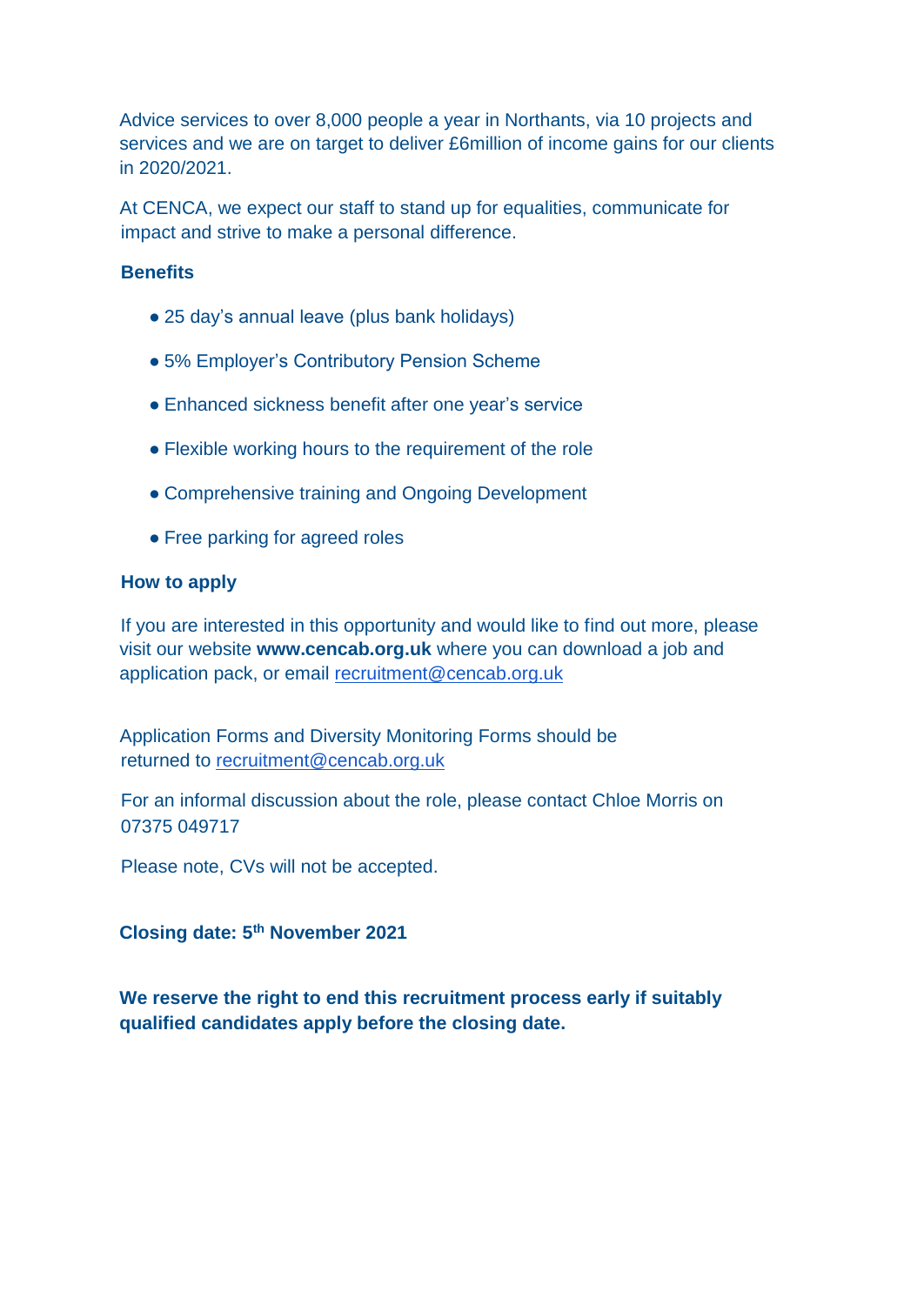Advice services to over 8,000 people a year in Northants, via 10 projects and services and we are on target to deliver £6million of income gains for our clients in 2020/2021.

At CENCA, we expect our staff to stand up for equalities, communicate for impact and strive to make a personal difference.

**Benefits**

- 25 day's annual leave (plus bank holidays)
- 5% Employer's Contributory Pension Scheme
- Enhanced sickness benefit after one year's service
- Flexible working hours to the requirement of the role
- Comprehensive training and Ongoing Development
- Free parking for agreed roles

**How to apply**

If you are interested in this opportunity and would like to find out more, please visit our website **www.cencab.org.uk** where you can download a job and application pack, or email recruitment@cencab.org.uk

Application Forms and Diversity Monitoring Forms should be returned to recruitment@cencab.org.uk

For an informal discussion about the role, please contact Chloe Morris on 07375 049717

Please note, CVs will not be accepted.

**Closing date: 5th November 2021**

**We reserve the right to end this recruitment process early if suitably qualified candidates apply before the closing date.**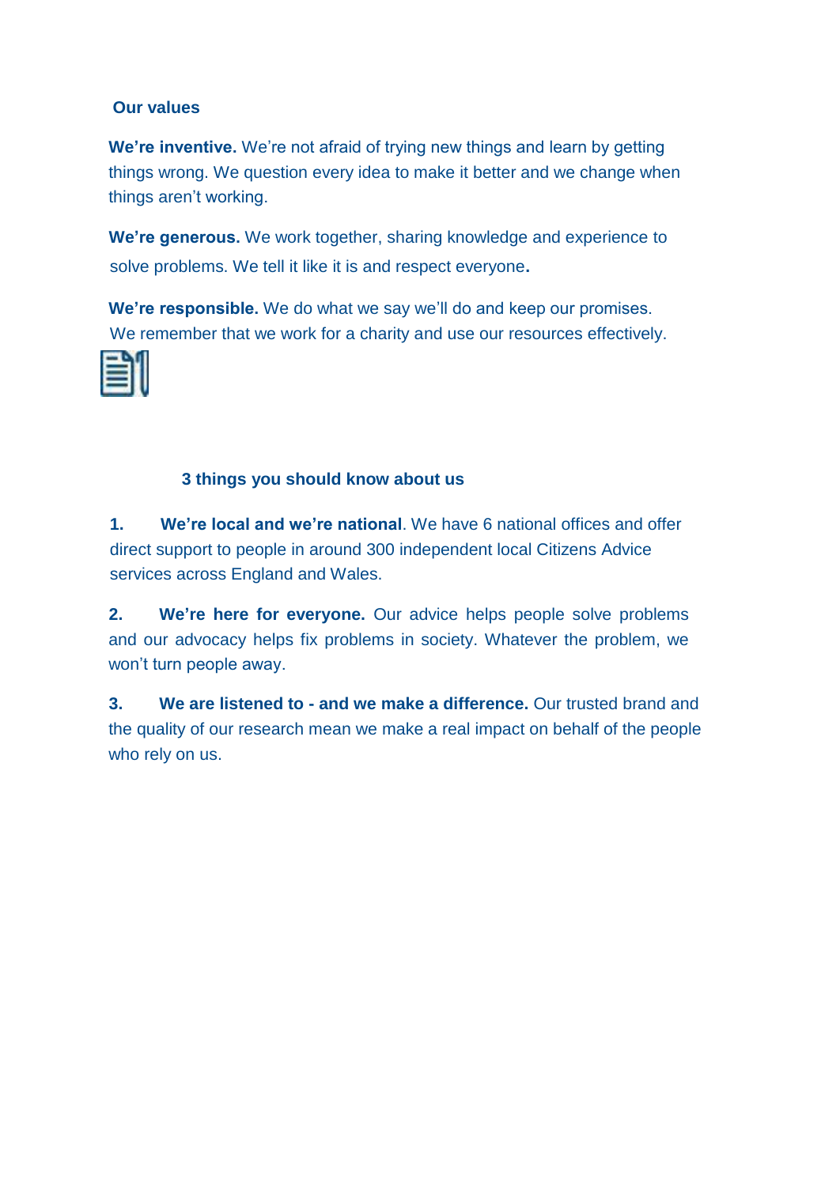## Our values

**We're inventive.** We're not afraid of trying new things and learn by getting things wrong. We question every idea to make it better and we change when things aren't working.

**We're generous.** We work together, sharing knowledge and experience to solve problems. We tell it like it is and respect everyone**.**

**We're responsible.** We do what we say we'll do and keep our promises. We remember that we work for a charity and use our resources effectively.

## 3 things you should know about us

1. **We're local and we're national**. We have 6 national offices and offer direct support to people in around 300 independent local Citizens Advice services across England and Wales.

2. **We're here for everyone.** Our advice helps people solve problems and our advocacy helps fix problems in society. Whatever the problem, we won't turn people away.

3. **We are listened to - and we make a difference.** Our trusted brand and the quality of our research mean we make a real impact on behalf of the people who rely on us.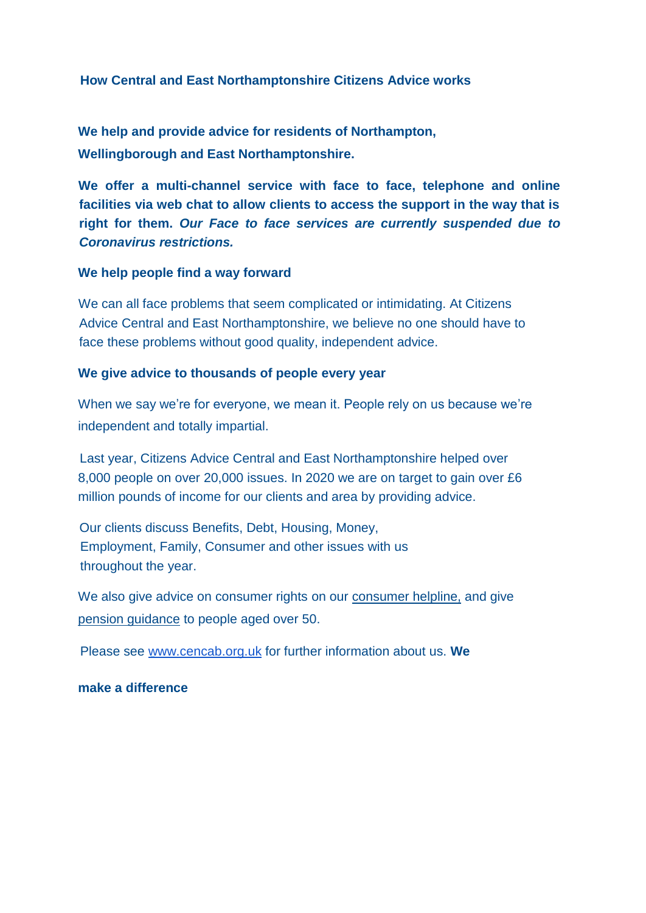## How Central and East Northamptonshire Citizens Advice works

**We help and provide advice for residents of Northampton, Wellingborough and East Northamptonshire.**

**We offer a multi-channel service with face to face, telephone and online facilities via web chat to allow clients to access the support in the way that is right for them. *Our Face to face services are currently suspended due to Coronavirus restrictions.***

**We help people find a way forward**

We can all face problems that seem complicated or intimidating. At Citizens Advice Central and East Northamptonshire, we believe no one should have to face these problems without good quality, independent advice.

**We give advice to thousands of people every year**

When we say we're for everyone, we mean it. People rely on us because we're independent and totally impartial.

Last year, Citizens Advice Central and East Northamptonshire helped over 8,000 people on over 20,000 issues. In 2020 we are on target to gain over £6 million pounds of income for our clients and area by providing advice.

Our clients discuss Benefits, Debt, Housing, Money, Employment, Family, Consumer and other issues with us throughout the year.

We also give advice on consumer rights on our consumer helpline, and give pension guidance to people aged over 50.

Please see www.cencab.org.uk for further information about us. **We make a difference**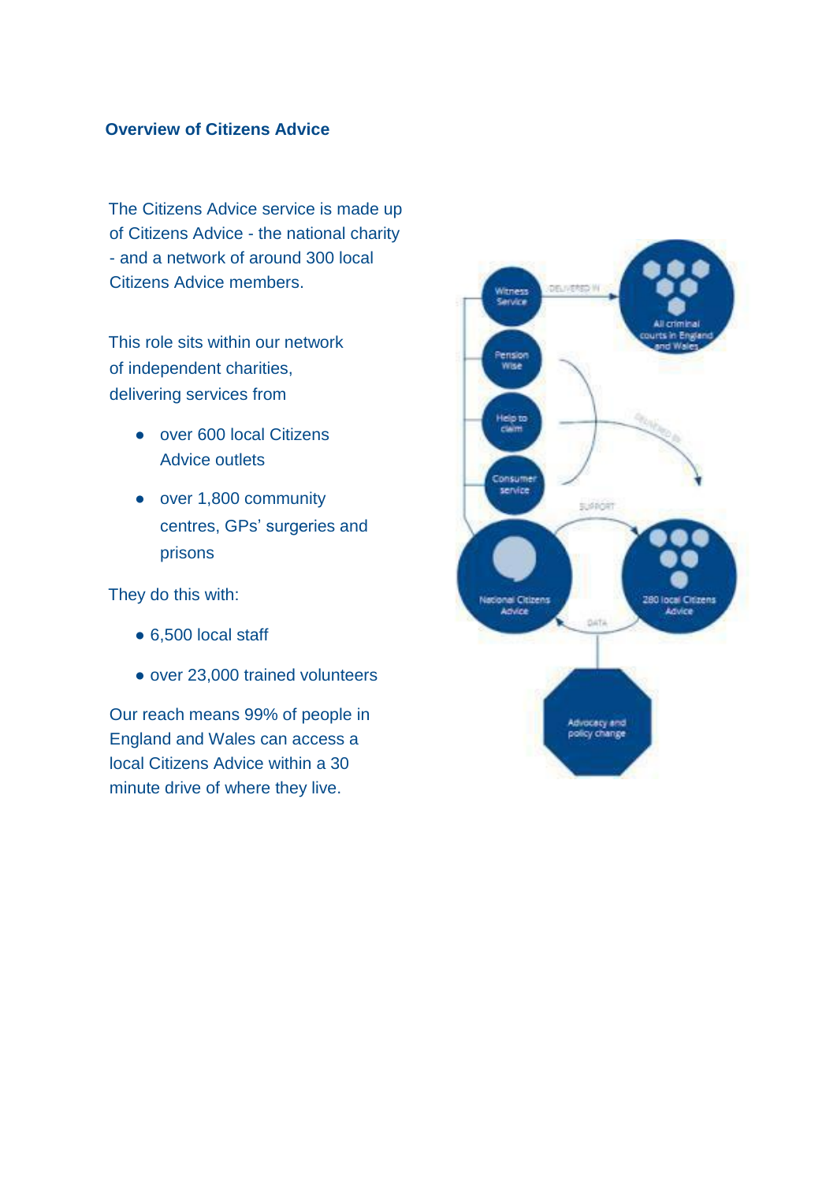## Overview of Citizens Advice

The Citizens Advice service is made up of Citizens Advice - the national charity - and a network of around 300 local Citizens Advice members.

This role sits within our network of independent charities, delivering services from

- over 600 local Citizens Advice outlets
- over 1,800 community centres, GPs' surgeries and prisons

They do this with:

- 6,500 local staff
- over 23,000 trained volunteers

Our reach means 99% of people in England and Wales can access a local Citizens Advice within a 30 minute drive of where they live.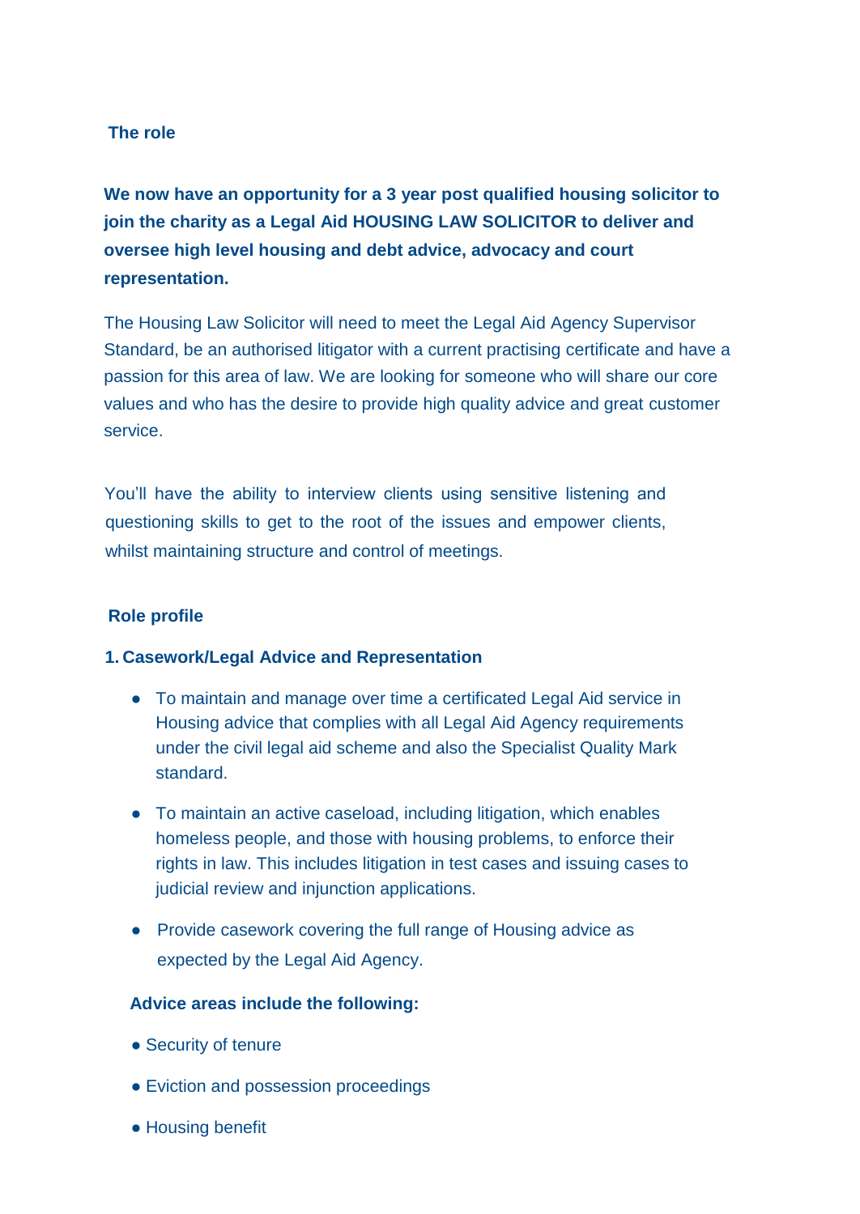## The role

**We now have an opportunity for a 3 year post qualified housing solicitor to join the charity as a Legal Aid HOUSING LAW SOLICITOR to deliver and oversee high level housing and debt advice, advocacy and court representation.**

The Housing Law Solicitor will need to meet the Legal Aid Agency Supervisor Standard, be an authorised litigator with a current practising certificate and have a passion for this area of law. We are looking for someone who will share our core values and who has the desire to provide high quality advice and great customer service.

You'll have the ability to interview clients using sensitive listening and questioning skills to get to the root of the issues and empower clients, whilst maintaining structure and control of meetings.

## Role profile

### 1. Casework/Legal Advice and Representation

- To maintain and manage over time a certificated Legal Aid service in Housing advice that complies with all Legal Aid Agency requirements under the civil legal aid scheme and also the Specialist Quality Mark standard.
- To maintain an active caseload, including litigation, which enables homeless people, and those with housing problems, to enforce their rights in law. This includes litigation in test cases and issuing cases to judicial review and injunction applications.
- Provide casework covering the full range of Housing advice as expected by the Legal Aid Agency.

**Advice areas include the following:**

- Security of tenure
- Eviction and possession proceedings
- Housing benefit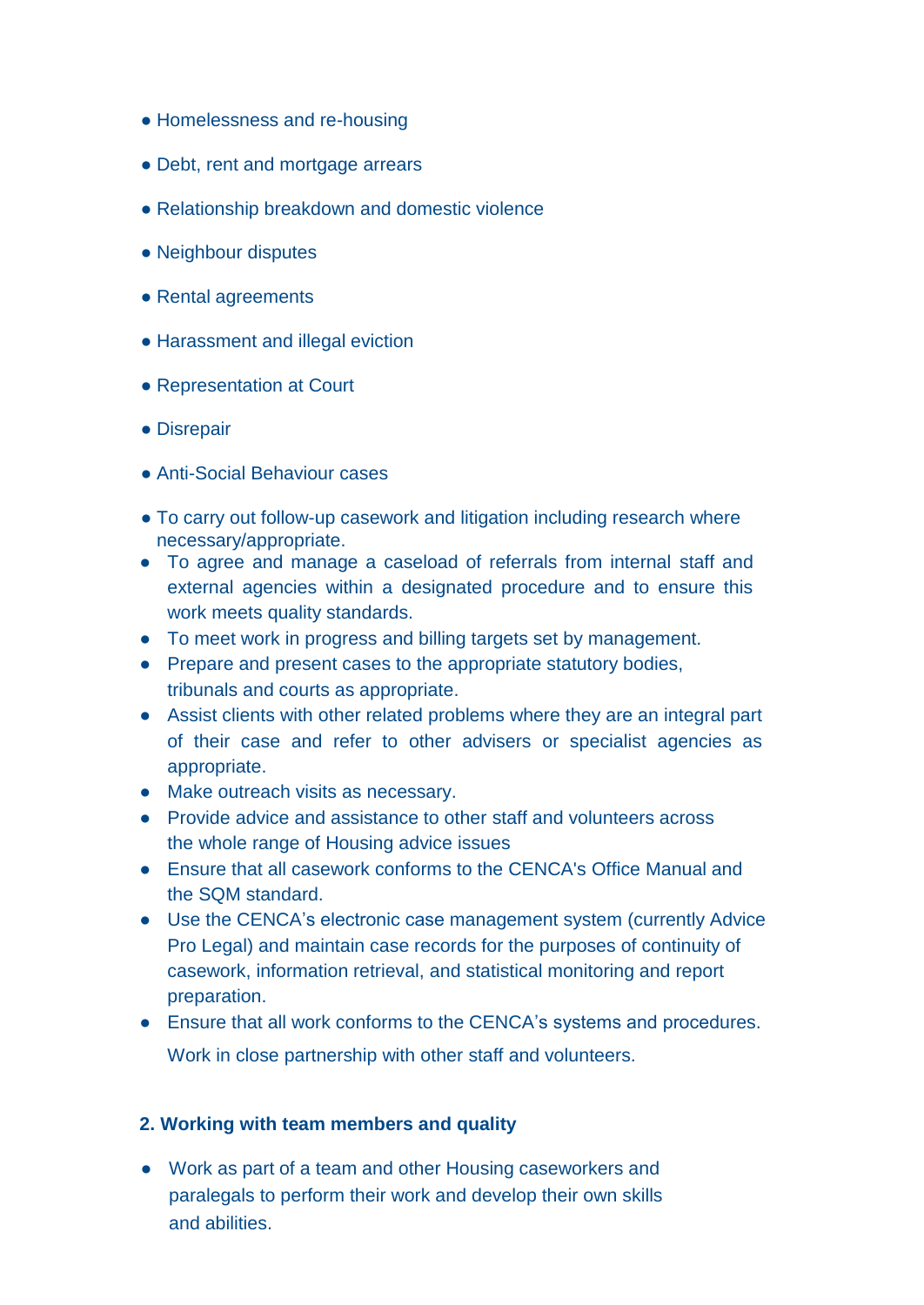- Homelessness and re-housing
- Debt, rent and mortgage arrears
- Relationship breakdown and domestic violence
- Neighbour disputes
- Rental agreements
- Harassment and illegal eviction
- Representation at Court
- Disrepair
- Anti-Social Behaviour cases
- To carry out follow-up casework and litigation including research where necessary/appropriate.
- To agree and manage a caseload of referrals from internal staff and external agencies within a designated procedure and to ensure this work meets quality standards.
- To meet work in progress and billing targets set by management.
- Prepare and present cases to the appropriate statutory bodies, tribunals and courts as appropriate.
- Assist clients with other related problems where they are an integral part of their case and refer to other advisers or specialist agencies as appropriate.
- Make outreach visits as necessary.
- Provide advice and assistance to other staff and volunteers across the whole range of Housing advice issues
- Ensure that all casework conforms to the CENCA's Office Manual and the SQM standard.
- Use the CENCA's electronic case management system (currently Advice Pro Legal) and maintain case records for the purposes of continuity of casework, information retrieval, and statistical monitoring and report preparation.
- Ensure that all work conforms to the CENCA's systems and procedures.

  Work in close partnership with other staff and volunteers.

**2. Working with team members and quality**

- Work as part of a team and other Housing caseworkers and paralegals to perform their work and develop their own skills and abilities.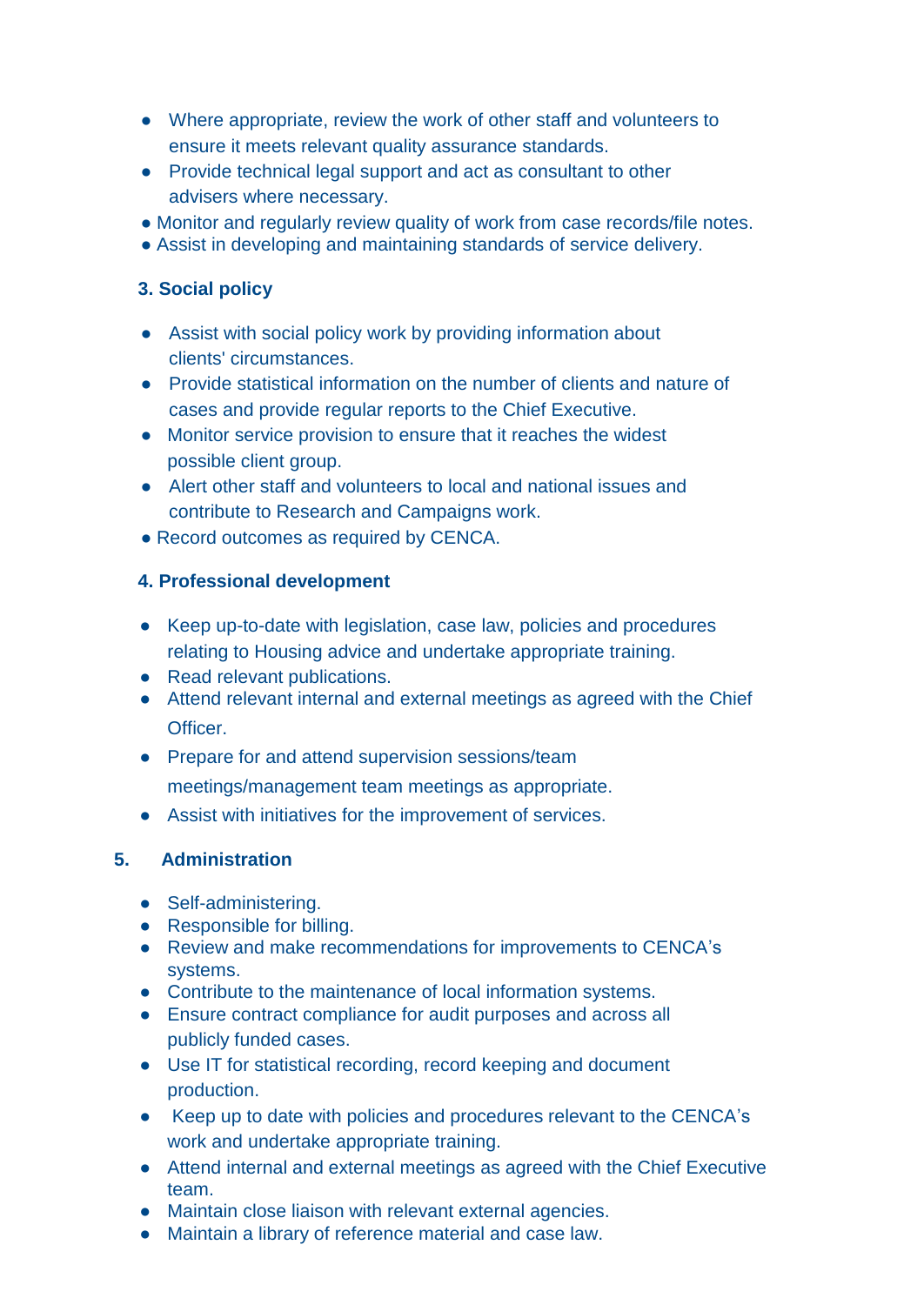- Where appropriate, review the work of other staff and volunteers to ensure it meets relevant quality assurance standards.
- Provide technical legal support and act as consultant to other advisers where necessary.
- Monitor and regularly review quality of work from case records/file notes.
- Assist in developing and maintaining standards of service delivery.

**3. Social policy**

- Assist with social policy work by providing information about clients' circumstances.
- Provide statistical information on the number of clients and nature of cases and provide regular reports to the Chief Executive.
- Monitor service provision to ensure that it reaches the widest possible client group.
- Alert other staff and volunteers to local and national issues and contribute to Research and Campaigns work.
- Record outcomes as required by CENCA.

**4. Professional development**

- Keep up-to-date with legislation, case law, policies and procedures relating to Housing advice and undertake appropriate training.
- Read relevant publications.
- Attend relevant internal and external meetings as agreed with the Chief Officer.
- Prepare for and attend supervision sessions/team meetings/management team meetings as appropriate.
- Assist with initiatives for the improvement of services.

**5. Administration**

- Self-administering.
- Responsible for billing.
- Review and make recommendations for improvements to CENCA's systems.
- Contribute to the maintenance of local information systems.
- Ensure contract compliance for audit purposes and across all publicly funded cases.
- Use IT for statistical recording, record keeping and document production.
- Keep up to date with policies and procedures relevant to the CENCA's work and undertake appropriate training.
- Attend internal and external meetings as agreed with the Chief Executive team.
- Maintain close liaison with relevant external agencies.
- Maintain a library of reference material and case law.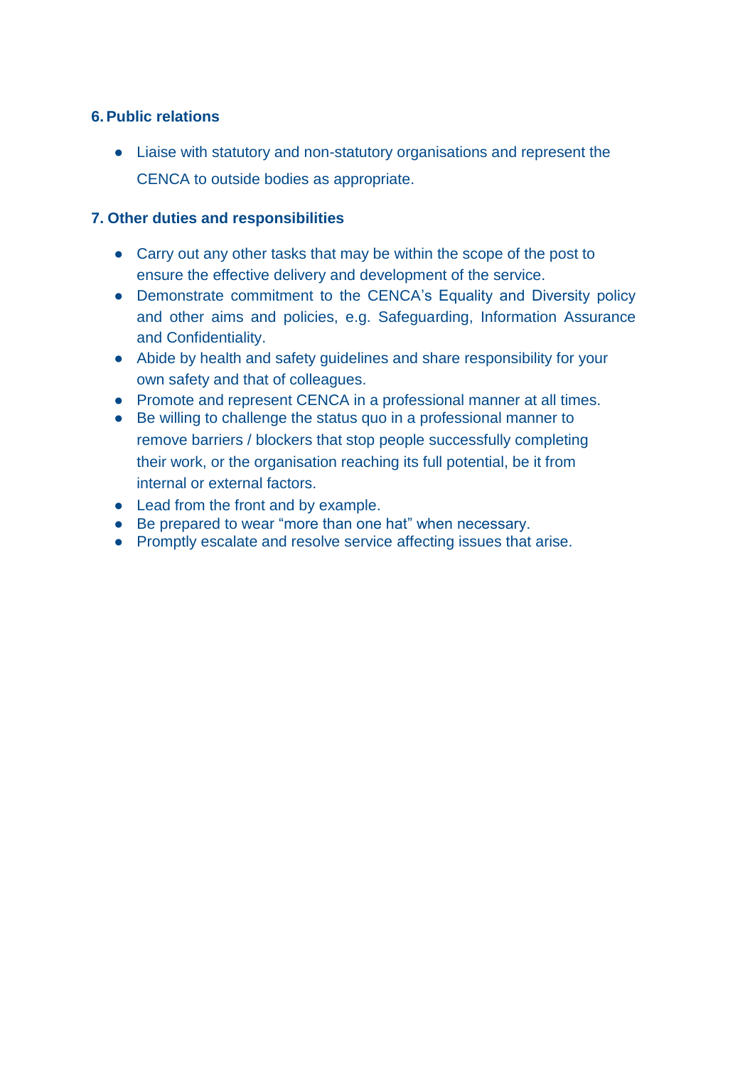### 6. Public relations

- Liaise with statutory and non-statutory organisations and represent the CENCA to outside bodies as appropriate.

### 7. Other duties and responsibilities

- Carry out any other tasks that may be within the scope of the post to ensure the effective delivery and development of the service.
- Demonstrate commitment to the CENCA's Equality and Diversity policy and other aims and policies, e.g. Safeguarding, Information Assurance and Confidentiality.
- Abide by health and safety guidelines and share responsibility for your own safety and that of colleagues.
- Promote and represent CENCA in a professional manner at all times.
- Be willing to challenge the status quo in a professional manner to remove barriers / blockers that stop people successfully completing their work, or the organisation reaching its full potential, be it from internal or external factors.
- Lead from the front and by example.
- Be prepared to wear "more than one hat" when necessary.
- Promptly escalate and resolve service affecting issues that arise.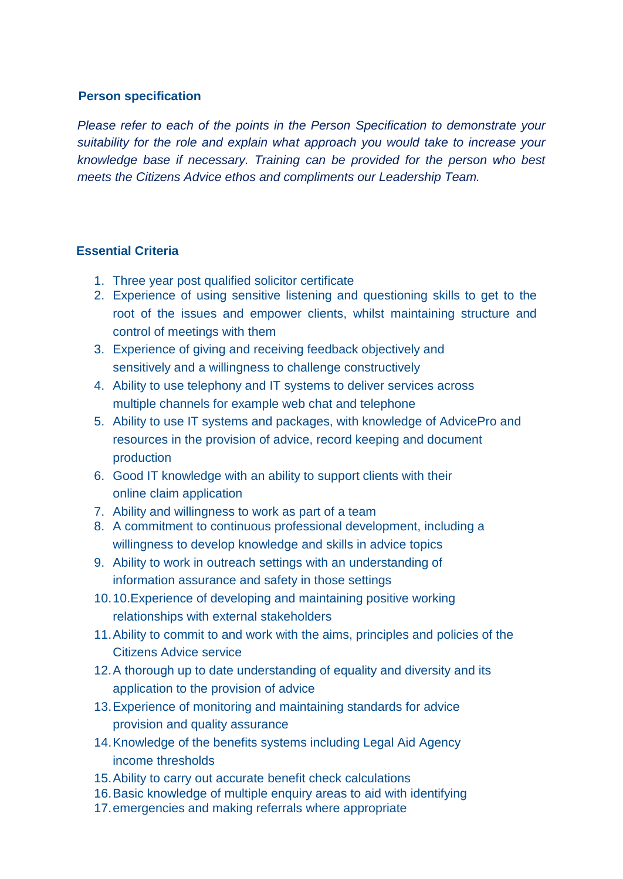**Person specification**

*Please refer to each of the points in the Person Specification to demonstrate your suitability for the role and explain what approach you would take to increase your knowledge base if necessary. Training can be provided for the person who best meets the Citizens Advice ethos and compliments our Leadership Team.*

**Essential Criteria**

1. Three year post qualified solicitor certificate
2. Experience of using sensitive listening and questioning skills to get to the root of the issues and empower clients, whilst maintaining structure and control of meetings with them
3. Experience of giving and receiving feedback objectively and sensitively and a willingness to challenge constructively
4. Ability to use telephony and IT systems to deliver services across multiple channels for example web chat and telephone
5. Ability to use IT systems and packages, with knowledge of AdvicePro and resources in the provision of advice, record keeping and document production
6. Good IT knowledge with an ability to support clients with their online claim application
7. Ability and willingness to work as part of a team
8. A commitment to continuous professional development, including a willingness to develop knowledge and skills in advice topics
9. Ability to work in outreach settings with an understanding of information assurance and safety in those settings
10. 10.Experience of developing and maintaining positive working relationships with external stakeholders
11. Ability to commit to and work with the aims, principles and policies of the Citizens Advice service
12. A thorough up to date understanding of equality and diversity and its application to the provision of advice
13. Experience of monitoring and maintaining standards for advice provision and quality assurance
14. Knowledge of the benefits systems including Legal Aid Agency income thresholds
15. Ability to carry out accurate benefit check calculations
16. Basic knowledge of multiple enquiry areas to aid with identifying
17. emergencies and making referrals where appropriate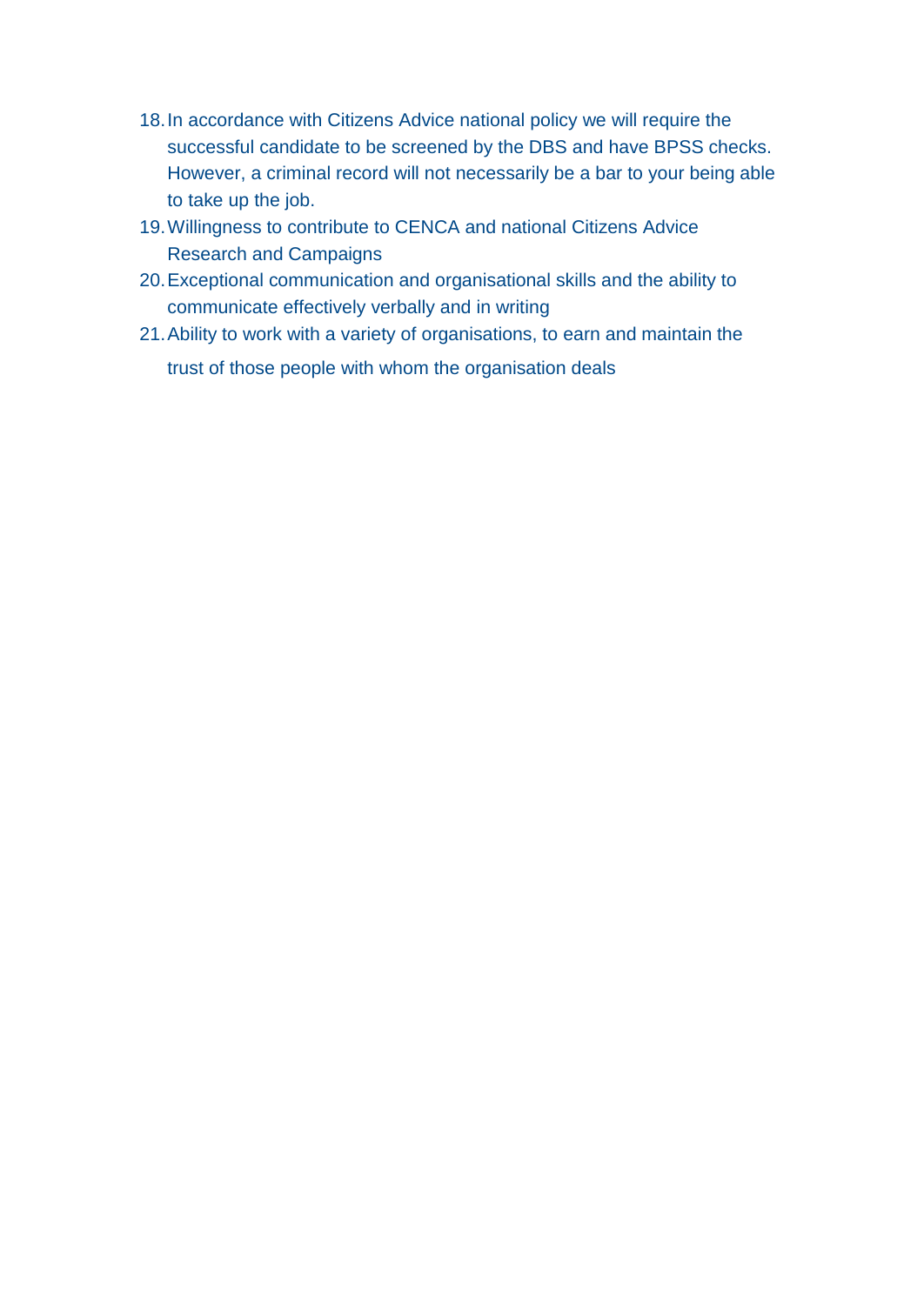18. In accordance with Citizens Advice national policy we will require the successful candidate to be screened by the DBS and have BPSS checks. However, a criminal record will not necessarily be a bar to your being able to take up the job.
19. Willingness to contribute to CENCA and national Citizens Advice Research and Campaigns
20. Exceptional communication and organisational skills and the ability to communicate effectively verbally and in writing
21. Ability to work with a variety of organisations, to earn and maintain the trust of those people with whom the organisation deals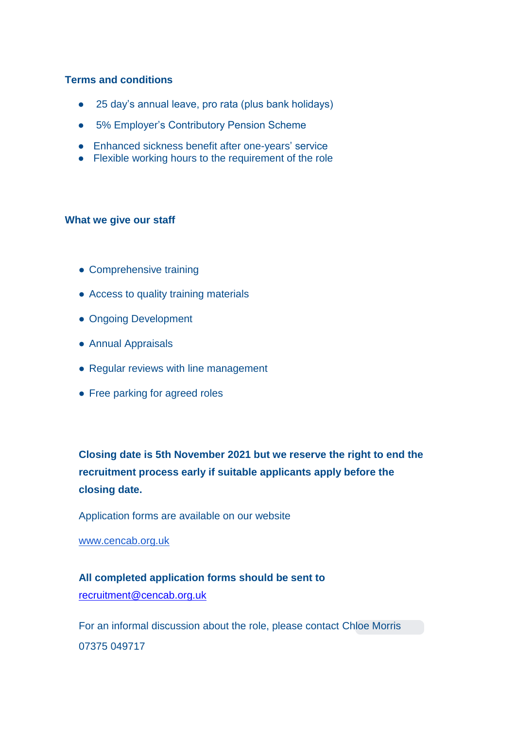### Terms and conditions

- 25 day's annual leave, pro rata (plus bank holidays)
- 5% Employer's Contributory Pension Scheme
- Enhanced sickness benefit after one-years' service
- Flexible working hours to the requirement of the role

### What we give our staff

- Comprehensive training
- Access to quality training materials
- Ongoing Development
- Annual Appraisals
- Regular reviews with line management
- Free parking for agreed roles

**Closing date is 5th November 2021 but we reserve the right to end the recruitment process early if suitable applicants apply before the closing date.**

Application forms are available on our website

www.cencab.org.uk

**All completed application forms should be sent to**
recruitment@cencab.org.uk

For an informal discussion about the role, please contact Chloe Morris
07375 049717